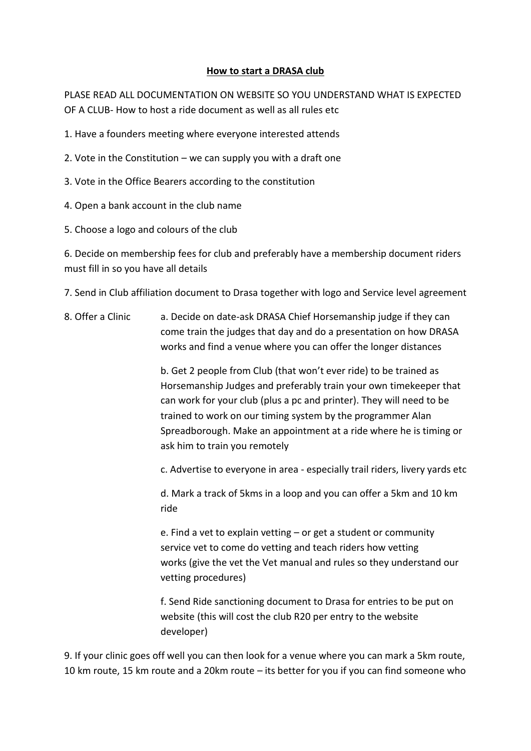**How to start a DRASA club**

PLASE READ ALL DOCUMENTATION ON WEBSITE SO YOU UNDERSTAND WHAT IS EXPECTED OF A CLUB- How to host a ride document as well as all rules etc

1. Have a founders meeting where everyone interested attends

2. Vote in the Constitution – we can supply you with a draft one

3. Vote in the Office Bearers according to the constitution

4. Open a bank account in the club name

5. Choose a logo and colours of the club

6. Decide on membership fees for club and preferably have a membership document riders must fill in so you have all details

7. Send in Club affiliation document to Drasa together with logo and Service level agreement

8. Offer a Clinic

   a. Decide on date-ask DRASA Chief Horsemanship judge if they can come train the judges that day and do a presentation on how DRASA works and find a venue where you can offer the longer distances

   b. Get 2 people from Club (that won't ever ride) to be trained as Horsemanship Judges and preferably train your own timekeeper that can work for your club (plus a pc and printer). They will need to be trained to work on our timing system by the programmer Alan Spreadborough. Make an appointment at a ride where he is timing or ask him to train you remotely

   c. Advertise to everyone in area - especially trail riders, livery yards etc

   d. Mark a track of 5kms in a loop and you can offer a 5km and 10 km ride

   e. Find a vet to explain vetting – or get a student or community service vet to come do vetting and teach riders how vetting works (give the vet the Vet manual and rules so they understand our vetting procedures)

   f. Send Ride sanctioning document to Drasa for entries to be put on website (this will cost the club R20 per entry to the website developer)

9. If your clinic goes off well you can then look for a venue where you can mark a 5km route, 10 km route, 15 km route and a 20km route – its better for you if you can find someone who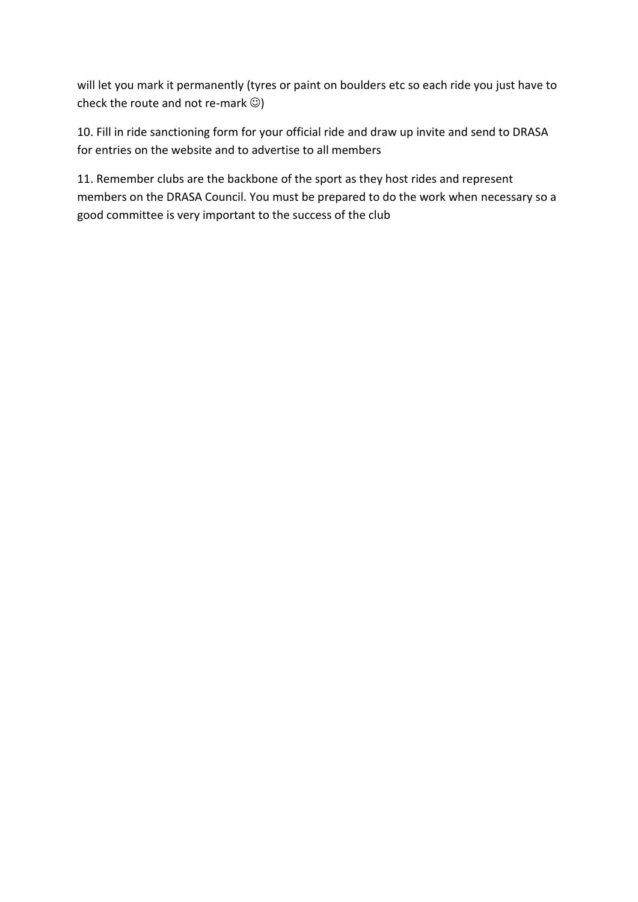will let you mark it permanently (tyres or paint on boulders etc so each ride you just have to check the route and not re-mark ☺)

10. Fill in ride sanctioning form for your official ride and draw up invite and send to DRASA for entries on the website and to advertise to all members

11. Remember clubs are the backbone of the sport as they host rides and represent members on the DRASA Council. You must be prepared to do the work when necessary so a good committee is very important to the success of the club